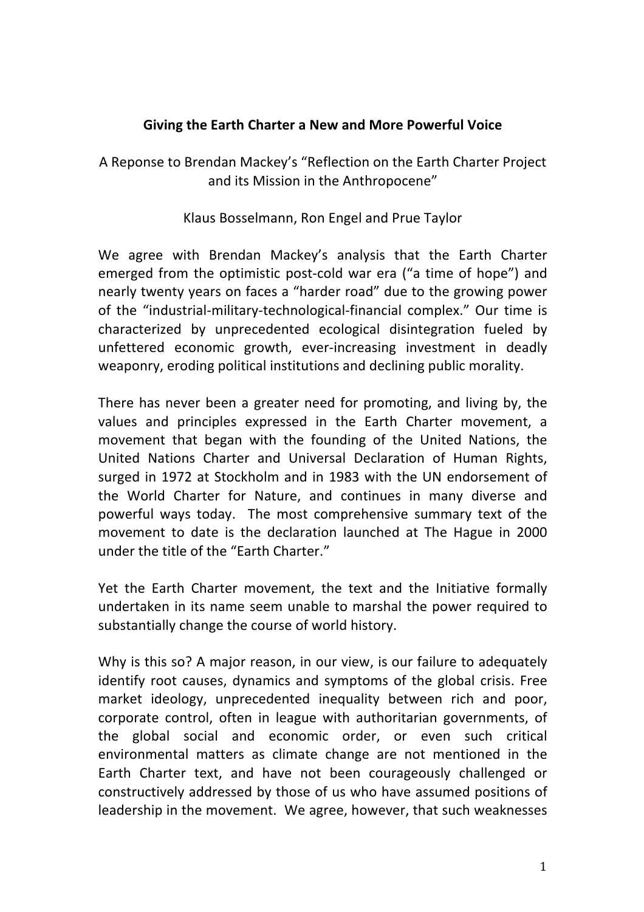**Giving the Earth Charter a New and More Powerful Voice**

A Reponse to Brendan Mackey's "Reflection on the Earth Charter Project and its Mission in the Anthropocene"

Klaus Bosselmann, Ron Engel and Prue Taylor

We agree with Brendan Mackey's analysis that the Earth Charter emerged from the optimistic post-cold war era ("a time of hope") and nearly twenty years on faces a "harder road" due to the growing power of the "industrial-military-technological-financial complex." Our time is characterized by unprecedented ecological disintegration fueled by unfettered economic growth, ever-increasing investment in deadly weaponry, eroding political institutions and declining public morality.

There has never been a greater need for promoting, and living by, the values and principles expressed in the Earth Charter movement, a movement that began with the founding of the United Nations, the United Nations Charter and Universal Declaration of Human Rights, surged in 1972 at Stockholm and in 1983 with the UN endorsement of the World Charter for Nature, and continues in many diverse and powerful ways today. The most comprehensive summary text of the movement to date is the declaration launched at The Hague in 2000 under the title of the "Earth Charter."

Yet the Earth Charter movement, the text and the Initiative formally undertaken in its name seem unable to marshal the power required to substantially change the course of world history.

Why is this so? A major reason, in our view, is our failure to adequately identify root causes, dynamics and symptoms of the global crisis. Free market ideology, unprecedented inequality between rich and poor, corporate control, often in league with authoritarian governments, of the global social and economic order, or even such critical environmental matters as climate change are not mentioned in the Earth Charter text, and have not been courageously challenged or constructively addressed by those of us who have assumed positions of leadership in the movement. We agree, however, that such weaknesses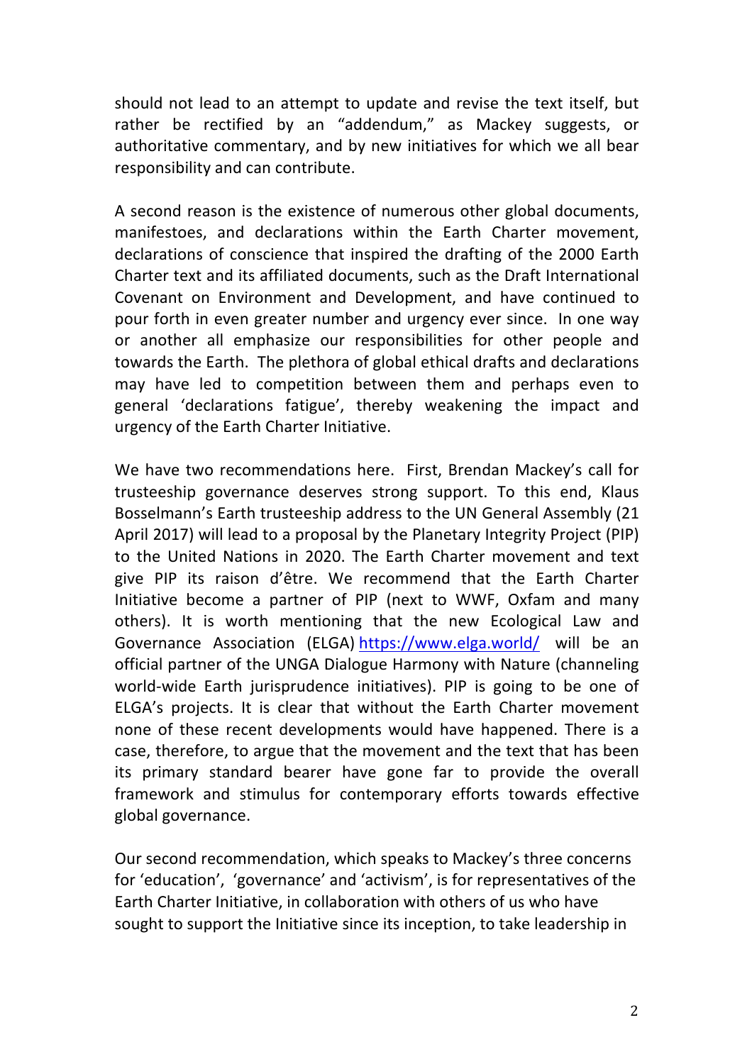should not lead to an attempt to update and revise the text itself, but rather be rectified by an "addendum," as Mackey suggests, or authoritative commentary, and by new initiatives for which we all bear responsibility and can contribute.

A second reason is the existence of numerous other global documents, manifestoes, and declarations within the Earth Charter movement, declarations of conscience that inspired the drafting of the 2000 Earth Charter text and its affiliated documents, such as the Draft International Covenant on Environment and Development, and have continued to pour forth in even greater number and urgency ever since. In one way or another all emphasize our responsibilities for other people and towards the Earth. The plethora of global ethical drafts and declarations may have led to competition between them and perhaps even to general 'declarations fatigue', thereby weakening the impact and urgency of the Earth Charter Initiative.

We have two recommendations here. First, Brendan Mackey's call for trusteeship governance deserves strong support. To this end, Klaus Bosselmann's Earth trusteeship address to the UN General Assembly (21 April 2017) will lead to a proposal by the Planetary Integrity Project (PIP) to the United Nations in 2020. The Earth Charter movement and text give PIP its raison d'être. We recommend that the Earth Charter Initiative become a partner of PIP (next to WWF, Oxfam and many others). It is worth mentioning that the new Ecological Law and Governance Association (ELGA) https://www.elga.world/ will be an official partner of the UNGA Dialogue Harmony with Nature (channeling world-wide Earth jurisprudence initiatives). PIP is going to be one of ELGA's projects. It is clear that without the Earth Charter movement none of these recent developments would have happened. There is a case, therefore, to argue that the movement and the text that has been its primary standard bearer have gone far to provide the overall framework and stimulus for contemporary efforts towards effective global governance.

Our second recommendation, which speaks to Mackey's three concerns for 'education', 'governance' and 'activism', is for representatives of the Earth Charter Initiative, in collaboration with others of us who have sought to support the Initiative since its inception, to take leadership in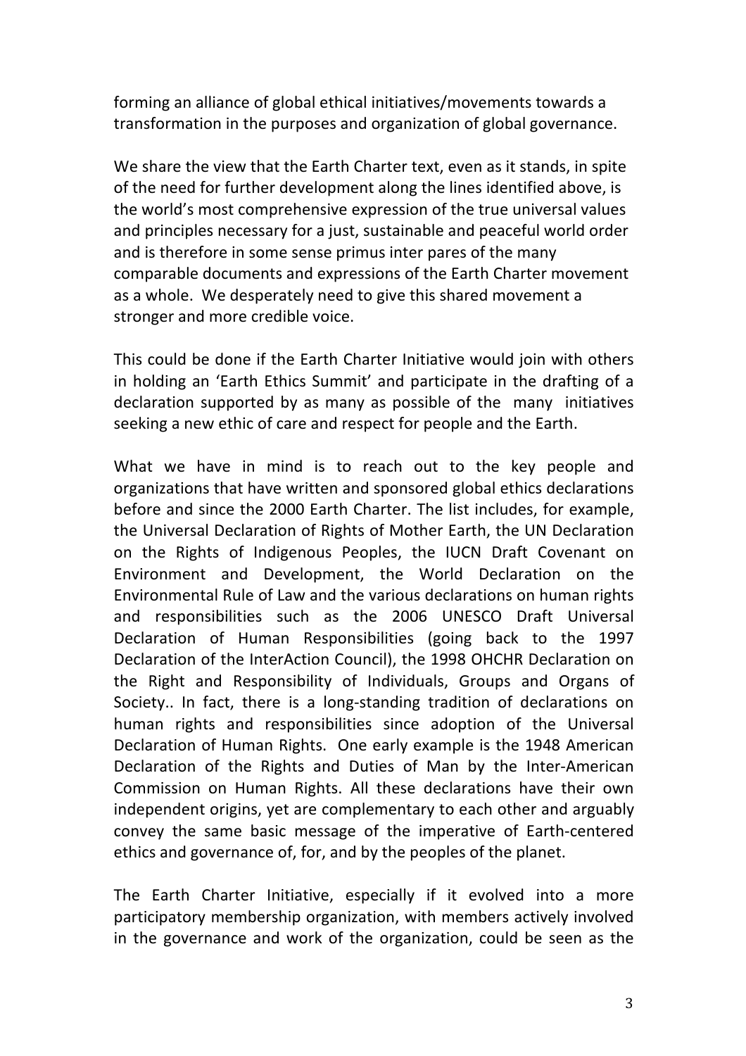forming an alliance of global ethical initiatives/movements towards a transformation in the purposes and organization of global governance.

We share the view that the Earth Charter text, even as it stands, in spite of the need for further development along the lines identified above, is the world's most comprehensive expression of the true universal values and principles necessary for a just, sustainable and peaceful world order and is therefore in some sense primus inter pares of the many comparable documents and expressions of the Earth Charter movement as a whole. We desperately need to give this shared movement a stronger and more credible voice.

This could be done if the Earth Charter Initiative would join with others in holding an 'Earth Ethics Summit' and participate in the drafting of a declaration supported by as many as possible of the many initiatives seeking a new ethic of care and respect for people and the Earth.

What we have in mind is to reach out to the key people and organizations that have written and sponsored global ethics declarations before and since the 2000 Earth Charter. The list includes, for example, the Universal Declaration of Rights of Mother Earth, the UN Declaration on the Rights of Indigenous Peoples, the IUCN Draft Covenant on Environment and Development, the World Declaration on the Environmental Rule of Law and the various declarations on human rights and responsibilities such as the 2006 UNESCO Draft Universal Declaration of Human Responsibilities (going back to the 1997 Declaration of the InterAction Council), the 1998 OHCHR Declaration on the Right and Responsibility of Individuals, Groups and Organs of Society.. In fact, there is a long-standing tradition of declarations on human rights and responsibilities since adoption of the Universal Declaration of Human Rights. One early example is the 1948 American Declaration of the Rights and Duties of Man by the Inter-American Commission on Human Rights. All these declarations have their own independent origins, yet are complementary to each other and arguably convey the same basic message of the imperative of Earth-centered ethics and governance of, for, and by the peoples of the planet.

The Earth Charter Initiative, especially if it evolved into a more participatory membership organization, with members actively involved in the governance and work of the organization, could be seen as the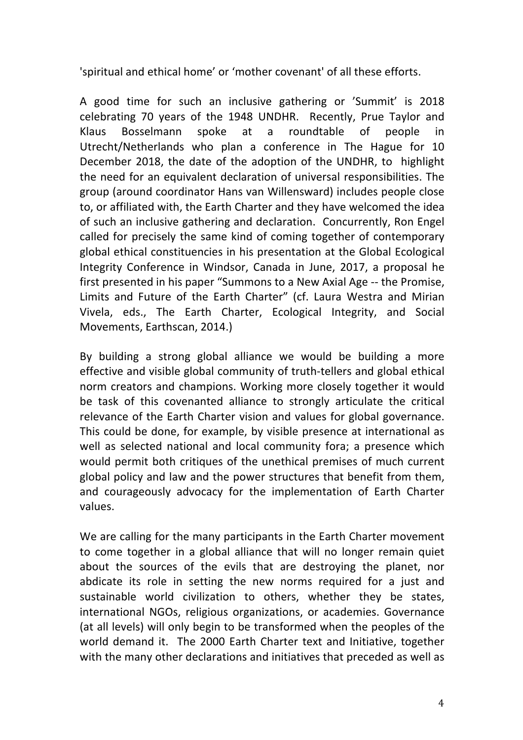'spiritual and ethical home' or 'mother covenant' of all these efforts.

A good time for such an inclusive gathering or 'Summit' is 2018 celebrating 70 years of the 1948 UNDHR. Recently, Prue Taylor and Klaus Bosselmann spoke at a roundtable of people in Utrecht/Netherlands who plan a conference in The Hague for 10 December 2018, the date of the adoption of the UNDHR, to highlight the need for an equivalent declaration of universal responsibilities. The group (around coordinator Hans van Willensward) includes people close to, or affiliated with, the Earth Charter and they have welcomed the idea of such an inclusive gathering and declaration. Concurrently, Ron Engel called for precisely the same kind of coming together of contemporary global ethical constituencies in his presentation at the Global Ecological Integrity Conference in Windsor, Canada in June, 2017, a proposal he first presented in his paper "Summons to a New Axial Age -- the Promise, Limits and Future of the Earth Charter" (cf. Laura Westra and Mirian Vivela, eds., The Earth Charter, Ecological Integrity, and Social Movements, Earthscan, 2014.)

By building a strong global alliance we would be building a more effective and visible global community of truth-tellers and global ethical norm creators and champions. Working more closely together it would be task of this covenanted alliance to strongly articulate the critical relevance of the Earth Charter vision and values for global governance. This could be done, for example, by visible presence at international as well as selected national and local community fora; a presence which would permit both critiques of the unethical premises of much current global policy and law and the power structures that benefit from them, and courageously advocacy for the implementation of Earth Charter values.

We are calling for the many participants in the Earth Charter movement to come together in a global alliance that will no longer remain quiet about the sources of the evils that are destroying the planet, nor abdicate its role in setting the new norms required for a just and sustainable world civilization to others, whether they be states, international NGOs, religious organizations, or academies. Governance (at all levels) will only begin to be transformed when the peoples of the world demand it. The 2000 Earth Charter text and Initiative, together with the many other declarations and initiatives that preceded as well as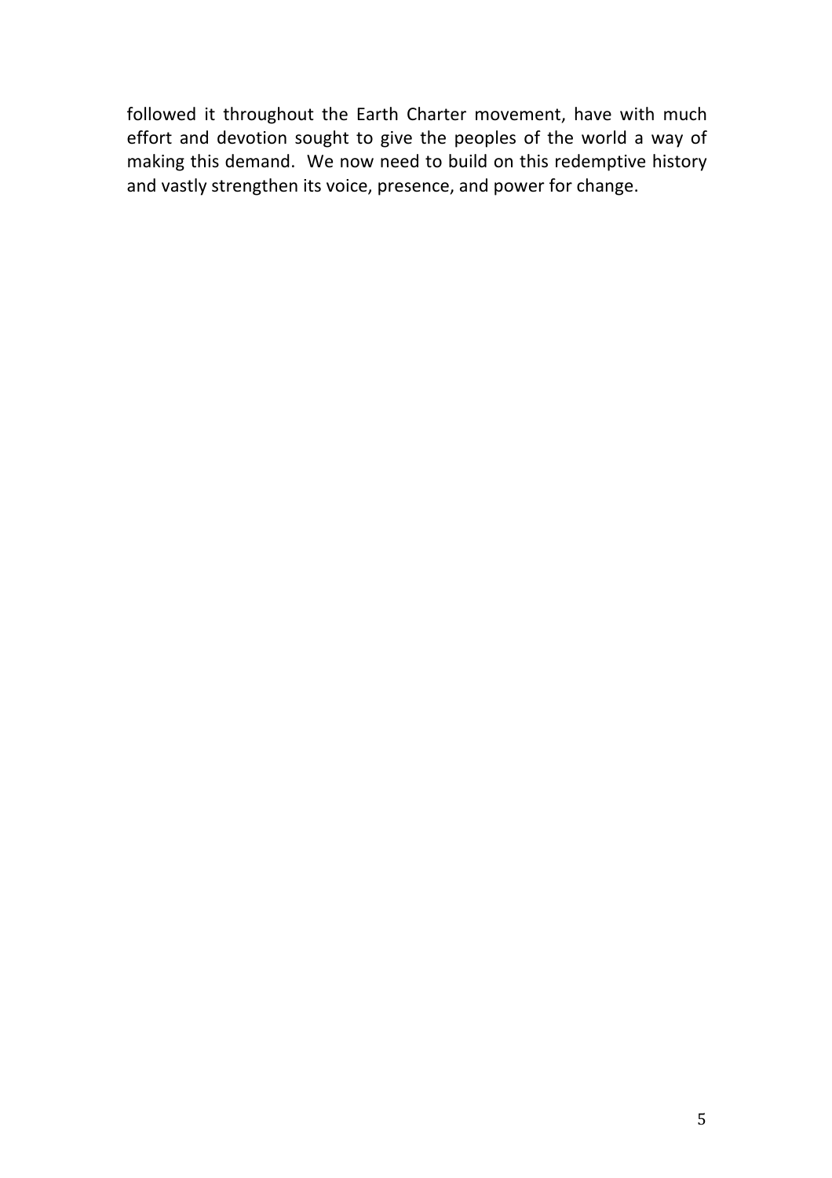followed it throughout the Earth Charter movement, have with much effort and devotion sought to give the peoples of the world a way of making this demand. We now need to build on this redemptive history and vastly strengthen its voice, presence, and power for change.